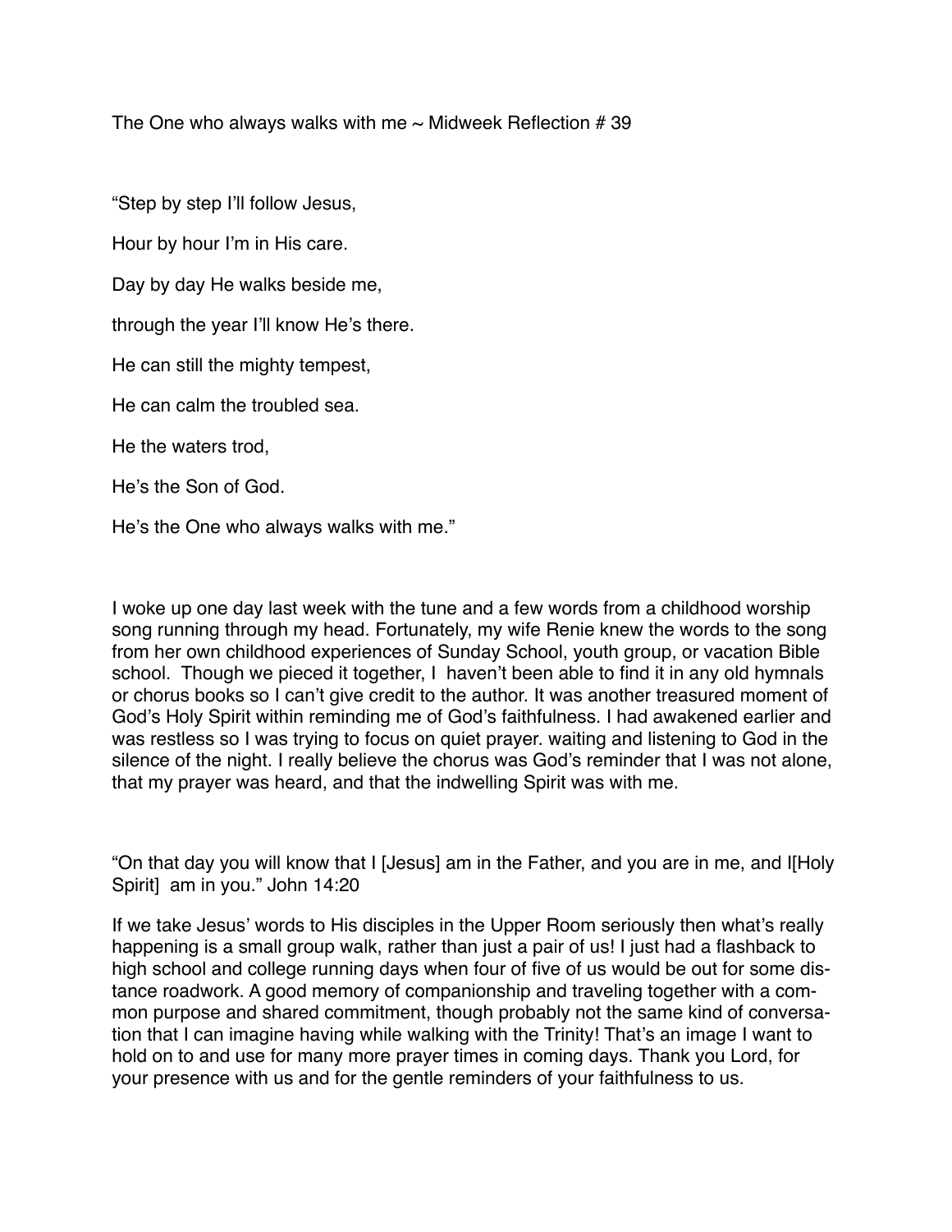The One who always walks with me ~ Midweek Reflection # 39

"Step by step I'll follow Jesus,

Hour by hour I'm in His care.

Day by day He walks beside me,

through the year I'll know He's there.

He can still the mighty tempest,

He can calm the troubled sea.

He the waters trod,

He's the Son of God.

He's the One who always walks with me."

I woke up one day last week with the tune and a few words from a childhood worship song running through my head. Fortunately, my wife Renie knew the words to the song from her own childhood experiences of Sunday School, youth group, or vacation Bible school. Though we pieced it together, I haven't been able to find it in any old hymnals or chorus books so I can't give credit to the author. It was another treasured moment of God's Holy Spirit within reminding me of God's faithfulness. I had awakened earlier and was restless so I was trying to focus on quiet prayer. waiting and listening to God in the silence of the night. I really believe the chorus was God's reminder that I was not alone, that my prayer was heard, and that the indwelling Spirit was with me.

"On that day you will know that I [Jesus] am in the Father, and you are in me, and I[Holy Spirit] am in you." John 14:20

If we take Jesus' words to His disciples in the Upper Room seriously then what's really happening is a small group walk, rather than just a pair of us! I just had a flashback to high school and college running days when four of five of us would be out for some distance roadwork. A good memory of companionship and traveling together with a common purpose and shared commitment, though probably not the same kind of conversation that I can imagine having while walking with the Trinity! That's an image I want to hold on to and use for many more prayer times in coming days. Thank you Lord, for your presence with us and for the gentle reminders of your faithfulness to us.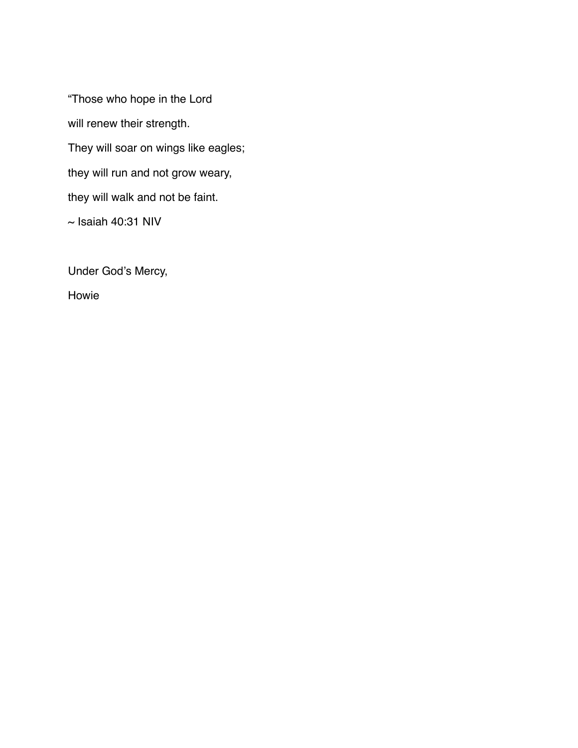"Those who hope in the Lord

will renew their strength.

They will soar on wings like eagles;

they will run and not grow weary,

they will walk and not be faint.

~ Isaiah 40:31 NIV

Under God's Mercy,

Howie